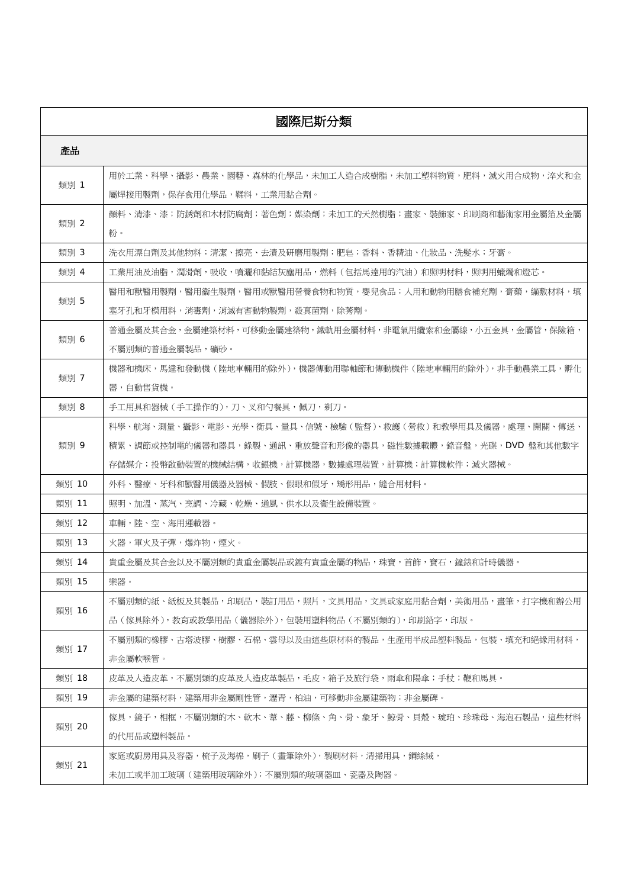| 國際尼斯分類 | |
|---|---|
| **產品** | |
| 類別 1 | 用於工業、科學、攝影、農業、園藝、森林的化學品，未加工人造合成樹脂，未加工塑料物質，肥料，滅火用合成物，淬火和金屬焊接用製劑，保存食用化學品，鞣料，工業用黏合劑。 |
| 類別 2 | 顏料、清漆、漆；防銹劑和木材防腐劑；著色劑；媒染劑；未加工的天然樹脂；畫家、裝飾家、印刷商和藝術家用金屬箔及金屬粉。 |
| 類別 3 | 洗衣用漂白劑及其他物料；清潔、擦亮、去漬及研磨用製劑；肥皂；香料、香精油、化妝品、洗髮水；牙膏。 |
| 類別 4 | 工業用油及油脂，潤滑劑，吸收，噴灑和黏結灰塵用品，燃料（包括馬達用的汽油）和照明材料，照明用蠟燭和燈芯。 |
| 類別 5 | 醫用和獸醫用製劑，醫用衛生製劑，醫用或獸醫用營養食物和物質，嬰兒食品；人用和動物用膳食補充劑，膏藥，繃敷材料，填塞牙孔和牙模用料，消毒劑，消滅有害動物製劑，殺真菌劑，除莠劑。 |
| 類別 6 | 普通金屬及其合金，金屬建築材料，可移動金屬建築物，鐵軌用金屬材料，非電氣用纜索和金屬線，小五金具，金屬管，保險箱，不屬別類的普通金屬製品，礦砂。 |
| 類別 7 | 機器和機床，馬達和發動機（陸地車輛用的除外），機器傳動用聯軸節和傳動機件（陸地車輛用的除外），非手動農業工具，孵化器，自動售貨機。 |
| 類別 8 | 手工用具和器械（手工操作的），刀、叉和勺餐具，佩刀，剃刀。 |
| 類別 9 | 科學、航海、測量、攝影、電影、光學、衡具、量具、信號、檢驗（監督）、救護（營救）和教學用具及儀器，處理、開關、傳送、積累、調節或控制電的儀器和器具，錄製、通訊、重放聲音和形像的器具，磁性數據載體，錄音盤，光碟，DVD 盤和其他數字存儲媒介；投幣啟動裝置的機械結構，收銀機，計算機器，數據處理裝置，計算機；計算機軟件；滅火器械。 |
| 類別 10 | 外科、醫療、牙科和獸醫用儀器及器械、假肢、假眼和假牙，矯形用品，縫合用材料。 |
| 類別 11 | 照明、加溫、蒸汽、烹調、冷藏、乾燥、通風、供水以及衛生設備裝置。 |
| 類別 12 | 車輛，陸、空、海用運載器。 |
| 類別 13 | 火器，軍火及子彈，爆炸物，煙火。 |
| 類別 14 | 貴重金屬及其合金以及不屬別類的貴重金屬製品或鍍有貴重金屬的物品，珠寶，首飾，寶石，鐘錶和計時儀器。 |
| 類別 15 | 樂器。 |
| 類別 16 | 不屬別類的紙、紙板及其製品，印刷品，裝訂用品，照片，文具用品，文具或家庭用黏合劑，美術用品，畫筆，打字機和辦公用品（傢具除外），教育或教學用品（儀器除外），包裝用塑料物品（不屬別類的），印刷鉛字，印版。 |
| 類別 17 | 不屬別類的橡膠、古塔波膠、樹膠、石棉、雲母以及由這些原材料的製品，生產用半成品塑料製品，包裝、填充和絕緣用材料，非金屬軟喉管。 |
| 類別 18 | 皮革及人造皮革，不屬別類的皮革及人造皮革製品，毛皮，箱子及旅行袋，雨傘和陽傘；手杖；鞭和馬具。 |
| 類別 19 | 非金屬的建築材料，建築用非金屬剛性管，瀝青，柏油，可移動非金屬建築物；非金屬碑。 |
| 類別 20 | 傢具，鏡子，相框，不屬別類的木、軟木、葦、藤、柳條、角、骨、象牙、鯨骨、貝殼、琥珀、珍珠母、海泡石製品，這些材料的代用品或塑料製品。 |
| 類別 21 | 家庭或廚房用具及容器，梳子及海棉，刷子（畫筆除外），製刷材料，清掃用具，鋼絲絨，未加工或半加工玻璃（建築用玻璃除外）；不屬別類的玻璃器皿、瓷器及陶器。 |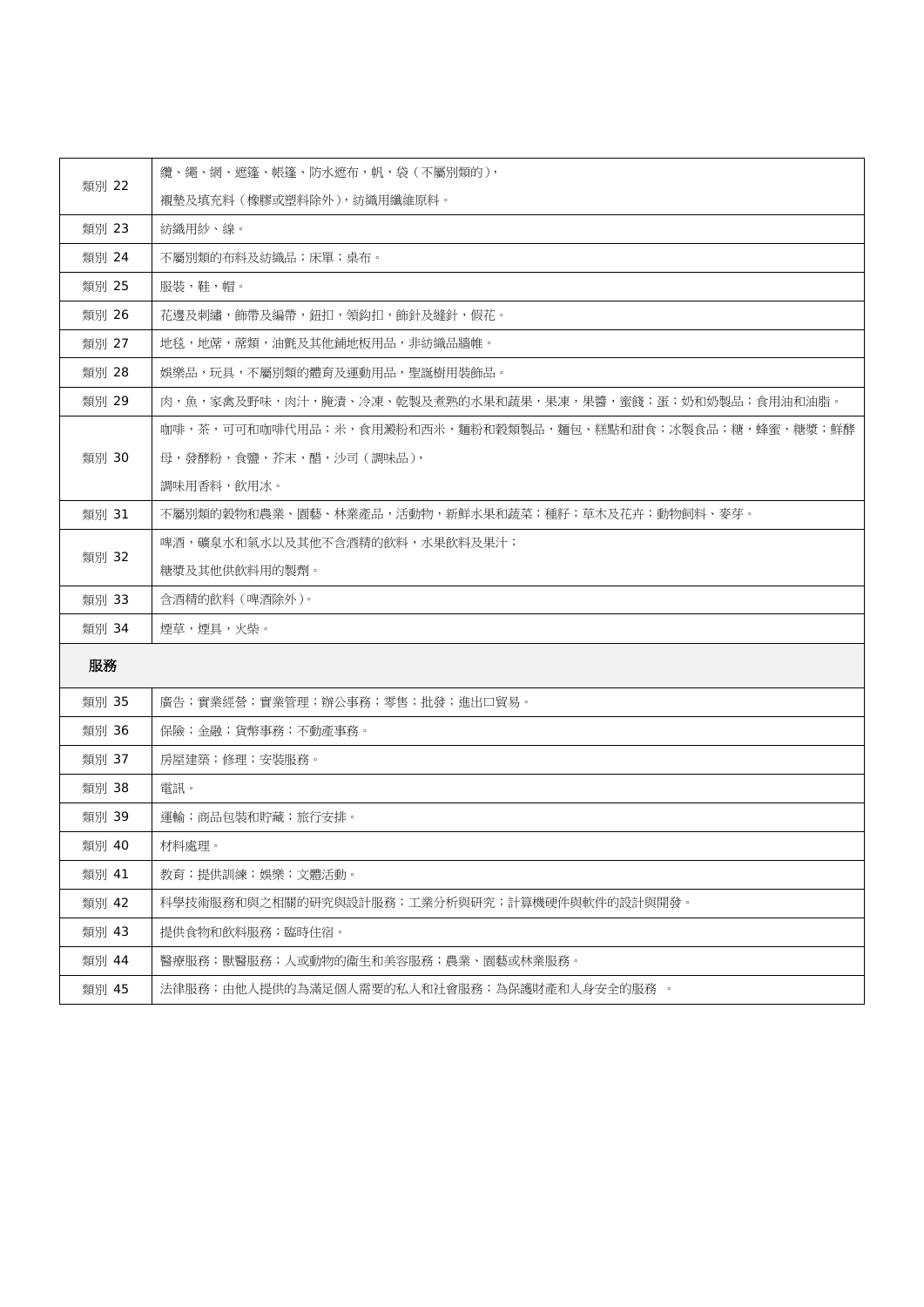| 類別 22 | 纜、繩、網、遮篷、帳篷、防水遮布，帆，袋（不屬別類的），<br>襯墊及填充料（橡膠或塑料除外），紡織用纖維原料。 |
|---|---|
| 類別 23 | 紡織用紗、線。 |
| 類別 24 | 不屬別類的布料及紡織品；床單；桌布。 |
| 類別 25 | 服裝，鞋，帽。 |
| 類別 26 | 花邊及刺繡，飾帶及編帶，鈕扣，領鈎扣，飾針及縫針，假花。 |
| 類別 27 | 地毯，地蓆，蓆類，油氈及其他鋪地板用品，非紡織品牆帷。 |
| 類別 28 | 娛樂品，玩具，不屬別類的體育及運動用品，聖誕樹用裝飾品。 |
| 類別 29 | 肉，魚，家禽及野味，肉汁，腌漬、冷凍、乾製及煮熟的水果和蔬果，果凍，果醬，蜜餞；蛋；奶和奶製品；食用油和油脂。 |
| 類別 30 | 咖啡，茶，可可和咖啡代用品；米，食用澱粉和西米，麵粉和穀類製品，麵包、糕點和甜食；冰製食品；糖，蜂蜜，糖漿；鮮酵母，發酵粉，食鹽，芥末，醋，沙司（調味品），<br>調味用香料，飲用冰。 |
| 類別 31 | 不屬別類的穀物和農業、園藝、林業產品，活動物，新鮮水果和蔬菜；種籽；草木及花卉；動物飼料、麥芽。 |
| 類別 32 | 啤酒，礦泉水和氣水以及其他不含酒精的飲料，水果飲料及果汁；<br>糖漿及其他供飲料用的製劑。 |
| 類別 33 | 含酒精的飲料（啤酒除外）。 |
| 類別 34 | 煙草，煙具，火柴。 |
| **服務** | |
| 類別 35 | 廣告；實業經營；實業管理；辦公事務；零售；批發；進出口貿易。 |
| 類別 36 | 保險；金融；貨幣事務；不動產事務。 |
| 類別 37 | 房屋建築；修理；安裝服務。 |
| 類別 38 | 電訊。 |
| 類別 39 | 運輸；商品包裝和貯藏；旅行安排。 |
| 類別 40 | 材料處理。 |
| 類別 41 | 教育；提供訓練；娛樂；文體活動。 |
| 類別 42 | 科學技術服務和與之相關的研究與設計服務；工業分析與研究；計算機硬件與軟件的設計與開發。 |
| 類別 43 | 提供食物和飲料服務；臨時住宿。 |
| 類別 44 | 醫療服務；獸醫服務；人或動物的衞生和美容服務；農業、園藝或林業服務。 |
| 類別 45 | 法律服務；由他人提供的為滿足個人需要的私人和社會服務；為保護財產和人身安全的服務 。 |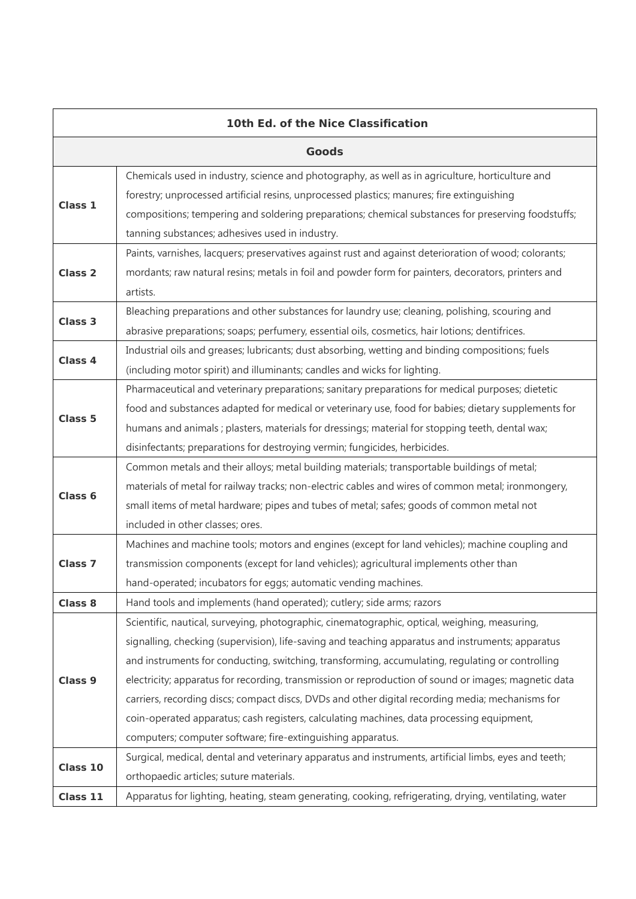| 10th Ed. of the Nice Classification | |
|---|---|
| **Goods** | |
| **Class 1** | Chemicals used in industry, science and photography, as well as in agriculture, horticulture and forestry; unprocessed artificial resins, unprocessed plastics; manures; fire extinguishing compositions; tempering and soldering preparations; chemical substances for preserving foodstuffs; tanning substances; adhesives used in industry. |
| **Class 2** | Paints, varnishes, lacquers; preservatives against rust and against deterioration of wood; colorants; mordants; raw natural resins; metals in foil and powder form for painters, decorators, printers and artists. |
| **Class 3** | Bleaching preparations and other substances for laundry use; cleaning, polishing, scouring and abrasive preparations; soaps; perfumery, essential oils, cosmetics, hair lotions; dentifrices. |
| **Class 4** | Industrial oils and greases; lubricants; dust absorbing, wetting and binding compositions; fuels (including motor spirit) and illuminants; candles and wicks for lighting. |
| **Class 5** | Pharmaceutical and veterinary preparations; sanitary preparations for medical purposes; dietetic food and substances adapted for medical or veterinary use, food for babies; dietary supplements for humans and animals ; plasters, materials for dressings; material for stopping teeth, dental wax; disinfectants; preparations for destroying vermin; fungicides, herbicides. |
| **Class 6** | Common metals and their alloys; metal building materials; transportable buildings of metal; materials of metal for railway tracks; non-electric cables and wires of common metal; ironmongery, small items of metal hardware; pipes and tubes of metal; safes; goods of common metal not included in other classes; ores. |
| **Class 7** | Machines and machine tools; motors and engines (except for land vehicles); machine coupling and transmission components (except for land vehicles); agricultural implements other than hand-operated; incubators for eggs; automatic vending machines. |
| **Class 8** | Hand tools and implements (hand operated); cutlery; side arms; razors |
| **Class 9** | Scientific, nautical, surveying, photographic, cinematographic, optical, weighing, measuring, signalling, checking (supervision), life-saving and teaching apparatus and instruments; apparatus and instruments for conducting, switching, transforming, accumulating, regulating or controlling electricity; apparatus for recording, transmission or reproduction of sound or images; magnetic data carriers, recording discs; compact discs, DVDs and other digital recording media; mechanisms for coin-operated apparatus; cash registers, calculating machines, data processing equipment, computers; computer software; fire-extinguishing apparatus. |
| **Class 10** | Surgical, medical, dental and veterinary apparatus and instruments, artificial limbs, eyes and teeth; orthopaedic articles; suture materials. |
| **Class 11** | Apparatus for lighting, heating, steam generating, cooking, refrigerating, drying, ventilating, water |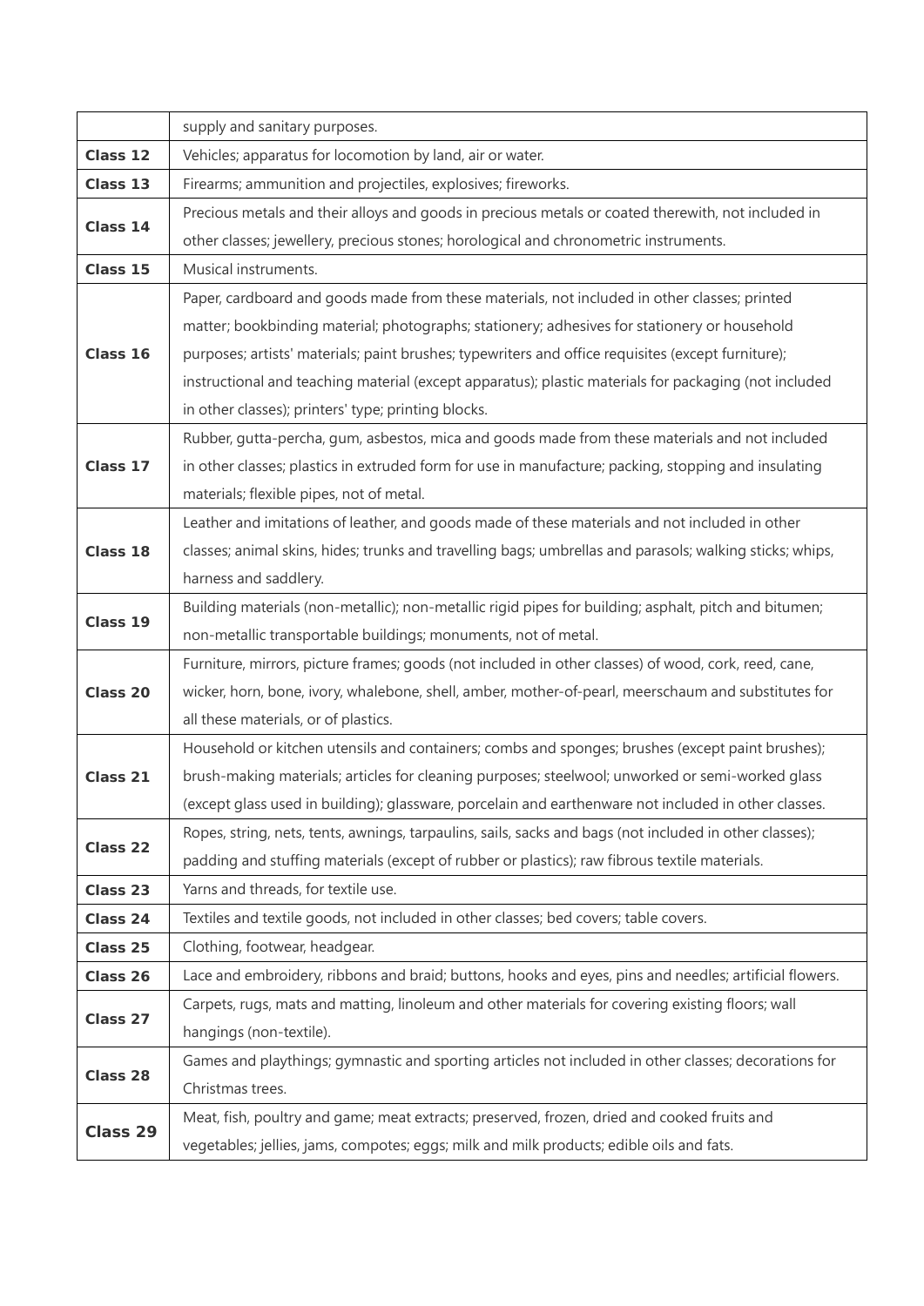| | |
|---|---|
| | supply and sanitary purposes. |
| **Class 12** | Vehicles; apparatus for locomotion by land, air or water. |
| **Class 13** | Firearms; ammunition and projectiles, explosives; fireworks. |
| **Class 14** | Precious metals and their alloys and goods in precious metals or coated therewith, not included in other classes; jewellery, precious stones; horological and chronometric instruments. |
| **Class 15** | Musical instruments. |
| **Class 16** | Paper, cardboard and goods made from these materials, not included in other classes; printed matter; bookbinding material; photographs; stationery; adhesives for stationery or household purposes; artists' materials; paint brushes; typewriters and office requisites (except furniture); instructional and teaching material (except apparatus); plastic materials for packaging (not included in other classes); printers' type; printing blocks. |
| **Class 17** | Rubber, gutta-percha, gum, asbestos, mica and goods made from these materials and not included in other classes; plastics in extruded form for use in manufacture; packing, stopping and insulating materials; flexible pipes, not of metal. |
| **Class 18** | Leather and imitations of leather, and goods made of these materials and not included in other classes; animal skins, hides; trunks and travelling bags; umbrellas and parasols; walking sticks; whips, harness and saddlery. |
| **Class 19** | Building materials (non-metallic); non-metallic rigid pipes for building; asphalt, pitch and bitumen; non-metallic transportable buildings; monuments, not of metal. |
| **Class 20** | Furniture, mirrors, picture frames; goods (not included in other classes) of wood, cork, reed, cane, wicker, horn, bone, ivory, whalebone, shell, amber, mother-of-pearl, meerschaum and substitutes for all these materials, or of plastics. |
| **Class 21** | Household or kitchen utensils and containers; combs and sponges; brushes (except paint brushes); brush-making materials; articles for cleaning purposes; steelwool; unworked or semi-worked glass (except glass used in building); glassware, porcelain and earthenware not included in other classes. |
| **Class 22** | Ropes, string, nets, tents, awnings, tarpaulins, sails, sacks and bags (not included in other classes); padding and stuffing materials (except of rubber or plastics); raw fibrous textile materials. |
| **Class 23** | Yarns and threads, for textile use. |
| **Class 24** | Textiles and textile goods, not included in other classes; bed covers; table covers. |
| **Class 25** | Clothing, footwear, headgear. |
| **Class 26** | Lace and embroidery, ribbons and braid; buttons, hooks and eyes, pins and needles; artificial flowers. |
| **Class 27** | Carpets, rugs, mats and matting, linoleum and other materials for covering existing floors; wall hangings (non-textile). |
| **Class 28** | Games and playthings; gymnastic and sporting articles not included in other classes; decorations for Christmas trees. |
| **Class 29** | Meat, fish, poultry and game; meat extracts; preserved, frozen, dried and cooked fruits and vegetables; jellies, jams, compotes; eggs; milk and milk products; edible oils and fats. |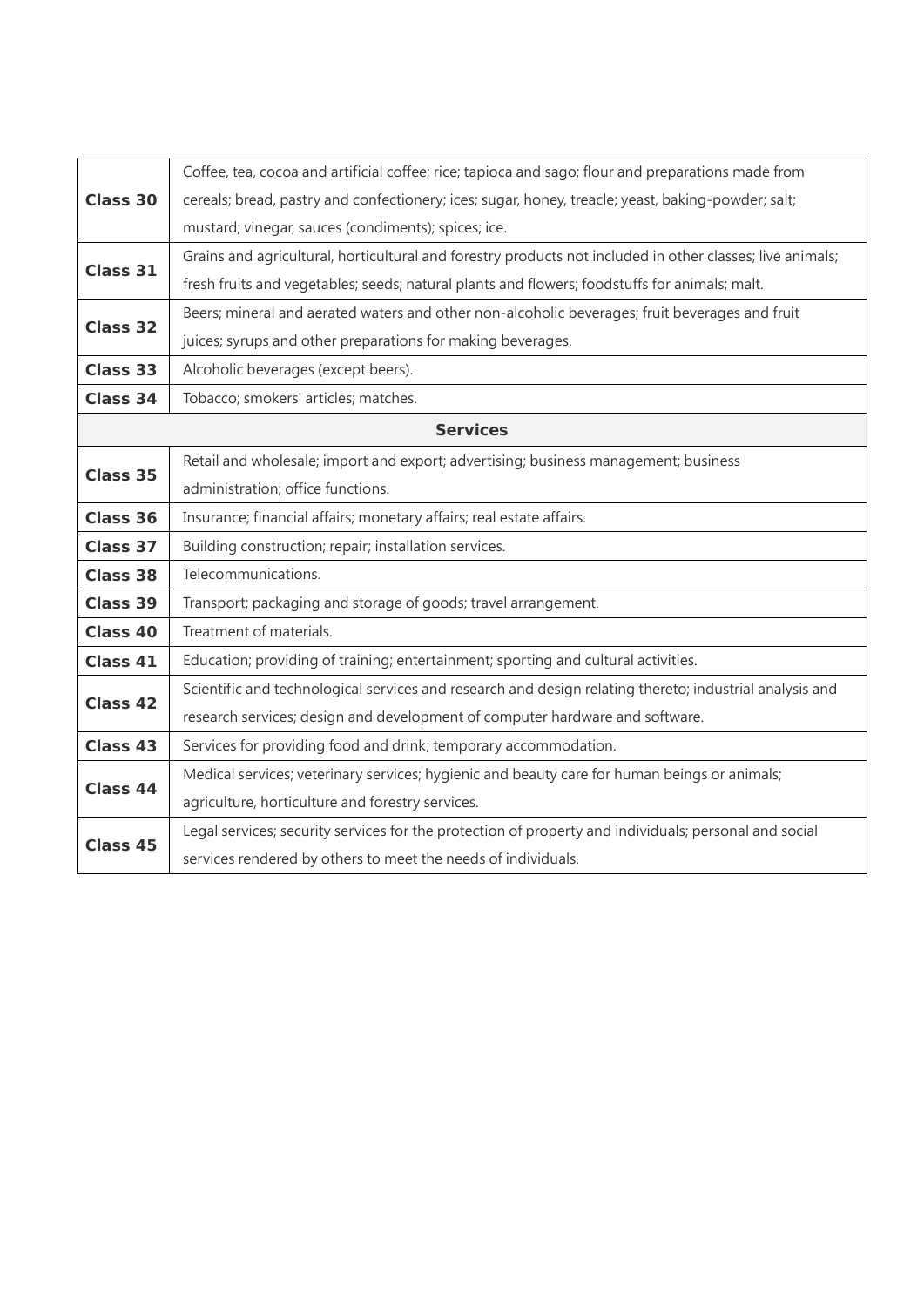| | |
|---|---|
| **Class 30** | Coffee, tea, cocoa and artificial coffee; rice; tapioca and sago; flour and preparations made from cereals; bread, pastry and confectionery; ices; sugar, honey, treacle; yeast, baking-powder; salt; mustard; vinegar, sauces (condiments); spices; ice. |
| **Class 31** | Grains and agricultural, horticultural and forestry products not included in other classes; live animals; fresh fruits and vegetables; seeds; natural plants and flowers; foodstuffs for animals; malt. |
| **Class 32** | Beers; mineral and aerated waters and other non-alcoholic beverages; fruit beverages and fruit juices; syrups and other preparations for making beverages. |
| **Class 33** | Alcoholic beverages (except beers). |
| **Class 34** | Tobacco; smokers' articles; matches. |
| **Services** | |
| **Class 35** | Retail and wholesale; import and export; advertising; business management; business administration; office functions. |
| **Class 36** | Insurance; financial affairs; monetary affairs; real estate affairs. |
| **Class 37** | Building construction; repair; installation services. |
| **Class 38** | Telecommunications. |
| **Class 39** | Transport; packaging and storage of goods; travel arrangement. |
| **Class 40** | Treatment of materials. |
| **Class 41** | Education; providing of training; entertainment; sporting and cultural activities. |
| **Class 42** | Scientific and technological services and research and design relating thereto; industrial analysis and research services; design and development of computer hardware and software. |
| **Class 43** | Services for providing food and drink; temporary accommodation. |
| **Class 44** | Medical services; veterinary services; hygienic and beauty care for human beings or animals; agriculture, horticulture and forestry services. |
| **Class 45** | Legal services; security services for the protection of property and individuals; personal and social services rendered by others to meet the needs of individuals. |